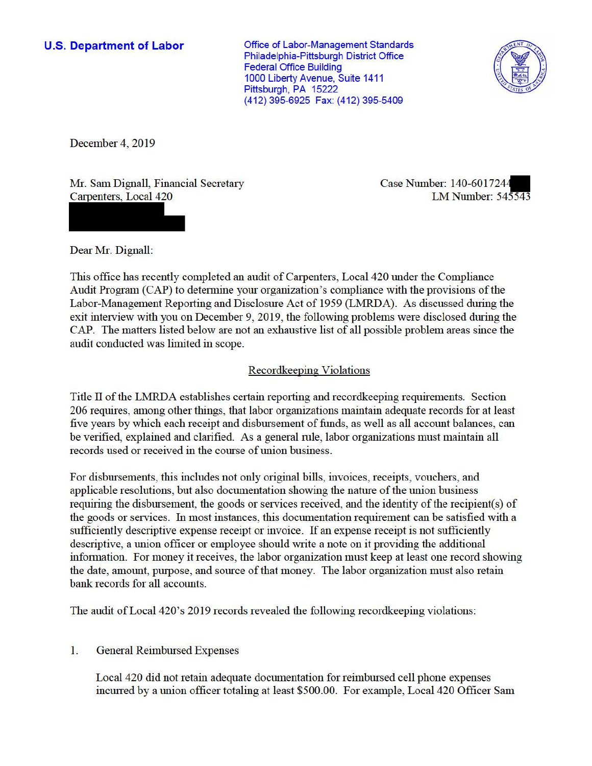**U.S. Department of Labor**

Office of Labor-Management Standards
Philadelphia-Pittsburgh District Office
Federal Office Building
1000 Liberty Avenue, Suite 1411
Pittsburgh, PA 15222
(412) 395-6925 Fax: (412) 395-5409

December 4, 2019

Mr. Sam Dignall, Financial Secretary
Carpenters, Local 420

Case Number: 140-6017244
LM Number: 545543

Dear Mr. Dignall:

This office has recently completed an audit of Carpenters, Local 420 under the Compliance Audit Program (CAP) to determine your organization's compliance with the provisions of the Labor-Management Reporting and Disclosure Act of 1959 (LMRDA). As discussed during the exit interview with you on December 9, 2019, the following problems were disclosed during the CAP. The matters listed below are not an exhaustive list of all possible problem areas since the audit conducted was limited in scope.

## Recordkeeping Violations

Title II of the LMRDA establishes certain reporting and recordkeeping requirements. Section 206 requires, among other things, that labor organizations maintain adequate records for at least five years by which each receipt and disbursement of funds, as well as all account balances, can be verified, explained and clarified. As a general rule, labor organizations must maintain all records used or received in the course of union business.

For disbursements, this includes not only original bills, invoices, receipts, vouchers, and applicable resolutions, but also documentation showing the nature of the union business requiring the disbursement, the goods or services received, and the identity of the recipient(s) of the goods or services. In most instances, this documentation requirement can be satisfied with a sufficiently descriptive expense receipt or invoice. If an expense receipt is not sufficiently descriptive, a union officer or employee should write a note on it providing the additional information. For money it receives, the labor organization must keep at least one record showing the date, amount, purpose, and source of that money. The labor organization must also retain bank records for all accounts.

The audit of Local 420's 2019 records revealed the following recordkeeping violations:

1. General Reimbursed Expenses

   Local 420 did not retain adequate documentation for reimbursed cell phone expenses incurred by a union officer totaling at least $500.00. For example, Local 420 Officer Sam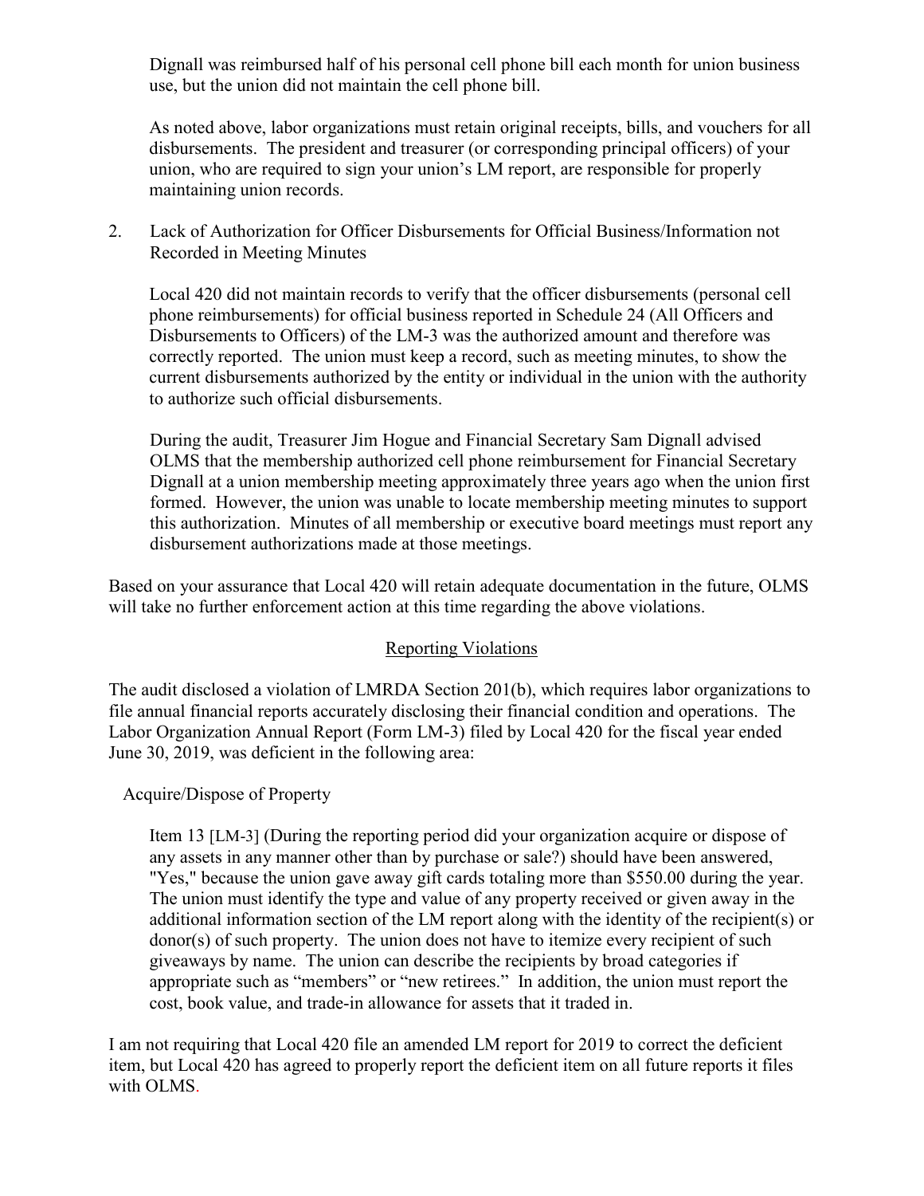Dignall was reimbursed half of his personal cell phone bill each month for union business use, but the union did not maintain the cell phone bill.

As noted above, labor organizations must retain original receipts, bills, and vouchers for all disbursements. The president and treasurer (or corresponding principal officers) of your union, who are required to sign your union's LM report, are responsible for properly maintaining union records.

2. Lack of Authorization for Officer Disbursements for Official Business/Information not Recorded in Meeting Minutes

   Local 420 did not maintain records to verify that the officer disbursements (personal cell phone reimbursements) for official business reported in Schedule 24 (All Officers and Disbursements to Officers) of the LM-3 was the authorized amount and therefore was correctly reported. The union must keep a record, such as meeting minutes, to show the current disbursements authorized by the entity or individual in the union with the authority to authorize such official disbursements.

   During the audit, Treasurer Jim Hogue and Financial Secretary Sam Dignall advised OLMS that the membership authorized cell phone reimbursement for Financial Secretary Dignall at a union membership meeting approximately three years ago when the union first formed. However, the union was unable to locate membership meeting minutes to support this authorization. Minutes of all membership or executive board meetings must report any disbursement authorizations made at those meetings.

Based on your assurance that Local 420 will retain adequate documentation in the future, OLMS will take no further enforcement action at this time regarding the above violations.

## Reporting Violations

The audit disclosed a violation of LMRDA Section 201(b), which requires labor organizations to file annual financial reports accurately disclosing their financial condition and operations. The Labor Organization Annual Report (Form LM-3) filed by Local 420 for the fiscal year ended June 30, 2019, was deficient in the following area:

Acquire/Dispose of Property

Item 13 [LM-3] (During the reporting period did your organization acquire or dispose of any assets in any manner other than by purchase or sale?) should have been answered, "Yes," because the union gave away gift cards totaling more than $550.00 during the year. The union must identify the type and value of any property received or given away in the additional information section of the LM report along with the identity of the recipient(s) or donor(s) of such property. The union does not have to itemize every recipient of such giveaways by name. The union can describe the recipients by broad categories if appropriate such as "members" or "new retirees." In addition, the union must report the cost, book value, and trade-in allowance for assets that it traded in.

I am not requiring that Local 420 file an amended LM report for 2019 to correct the deficient item, but Local 420 has agreed to properly report the deficient item on all future reports it files with OLMS.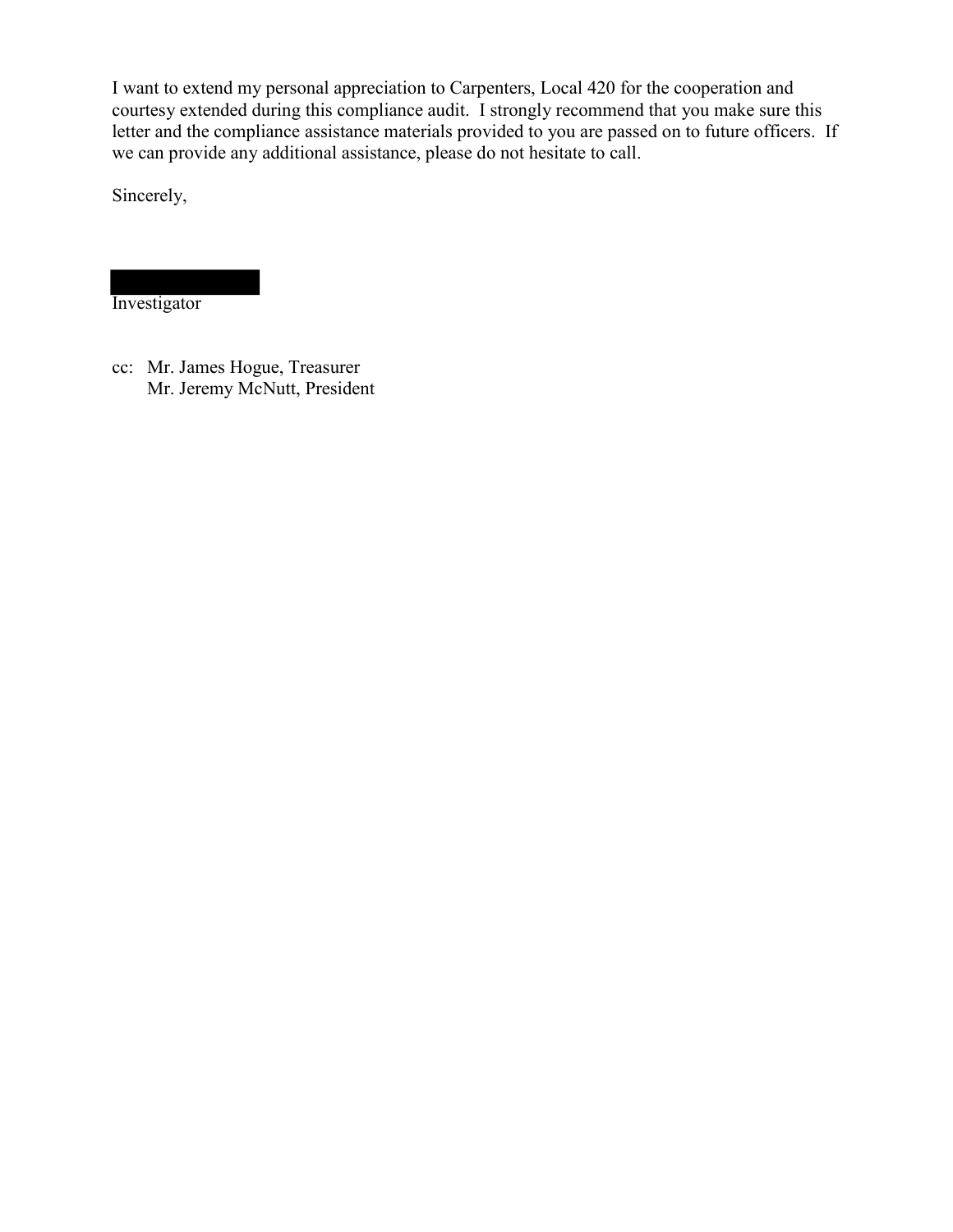I want to extend my personal appreciation to Carpenters, Local 420 for the cooperation and courtesy extended during this compliance audit. I strongly recommend that you make sure this letter and the compliance assistance materials provided to you are passed on to future officers. If we can provide any additional assistance, please do not hesitate to call.

Sincerely,

Investigator

cc: Mr. James Hogue, Treasurer
Mr. Jeremy McNutt, President